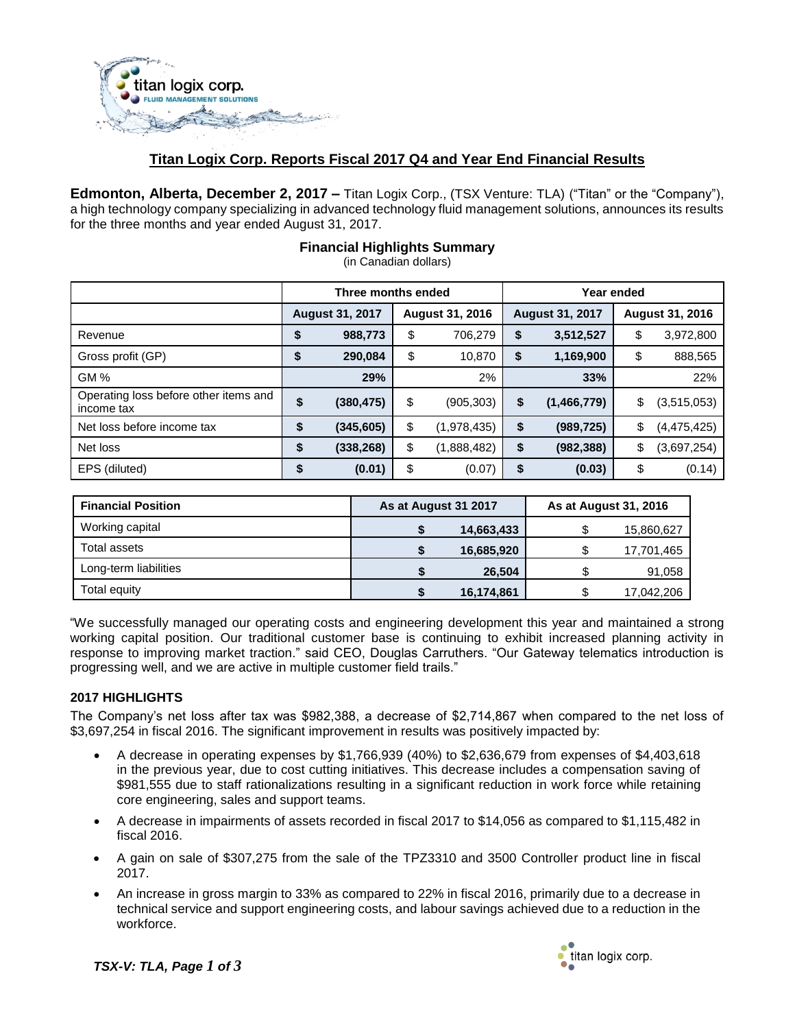## Titan Logix Corp. Reports Fiscal 2017 Q4 and Year End Financial Results

**Edmonton, Alberta, December 2, 2017 –** Titan Logix Corp., (TSX Venture: TLA) ("Titan" or the "Company"), a high technology company specializing in advanced technology fluid management solutions, announces its results for the three months and year ended August 31, 2017.

### Financial Highlights Summary

(in Canadian dollars)

| | Three months ended | | Year ended | |
|---|---|---|---|---|
| | **August 31, 2017** | **August 31, 2016** | **August 31, 2017** | **August 31, 2016** |
| Revenue | **$ 988,773** | $ 706,279 | **$ 3,512,527** | $ 3,972,800 |
| Gross profit (GP) | **$ 290,084** | $ 10,870 | **$ 1,169,900** | $ 888,565 |
| GM % | **29%** | 2% | **33%** | 22% |
| Operating loss before other items and income tax | **$ (380,475)** | $ (905,303) | **$ (1,466,779)** | $ (3,515,053) |
| Net loss before income tax | **$ (345,605)** | $ (1,978,435) | **$ (989,725)** | $ (4,475,425) |
| Net loss | **$ (338,268)** | $ (1,888,482) | **$ (982,388)** | $ (3,697,254) |
| EPS (diluted) | **$ (0.01)** | $ (0.07) | **$ (0.03)** | $ (0.14) |

| **Financial Position** | **As at August 31 2017** | **As at August 31, 2016** |
|---|---|---|
| Working capital | **$ 14,663,433** | $ 15,860,627 |
| Total assets | **$ 16,685,920** | $ 17,701,465 |
| Long-term liabilities | **$ 26,504** | $ 91,058 |
| Total equity | **$ 16,174,861** | $ 17,042,206 |

"We successfully managed our operating costs and engineering development this year and maintained a strong working capital position. Our traditional customer base is continuing to exhibit increased planning activity in response to improving market traction." said CEO, Douglas Carruthers. "Our Gateway telematics introduction is progressing well, and we are active in multiple customer field trails."

**2017 HIGHLIGHTS**

The Company's net loss after tax was $982,388, a decrease of $2,714,867 when compared to the net loss of $3,697,254 in fiscal 2016. The significant improvement in results was positively impacted by:

- A decrease in operating expenses by $1,766,939 (40%) to $2,636,679 from expenses of $4,403,618 in the previous year, due to cost cutting initiatives. This decrease includes a compensation saving of $981,555 due to staff rationalizations resulting in a significant reduction in work force while retaining core engineering, sales and support teams.
- A decrease in impairments of assets recorded in fiscal 2017 to $14,056 as compared to $1,115,482 in fiscal 2016.
- A gain on sale of $307,275 from the sale of the TPZ3310 and 3500 Controller product line in fiscal 2017.
- An increase in gross margin to 33% as compared to 22% in fiscal 2016, primarily due to a decrease in technical service and support engineering costs, and labour savings achieved due to a reduction in the workforce.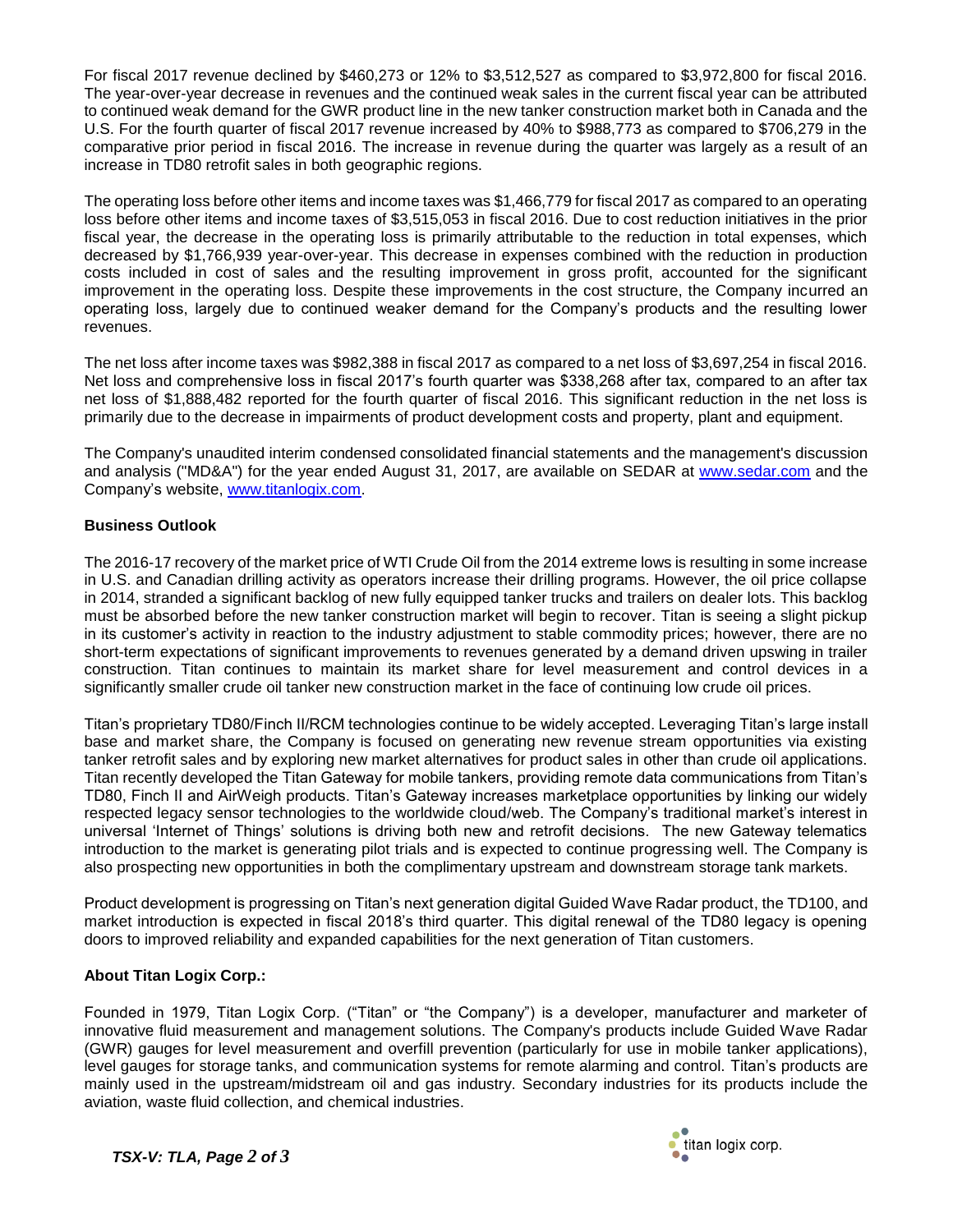For fiscal 2017 revenue declined by $460,273 or 12% to $3,512,527 as compared to $3,972,800 for fiscal 2016. The year-over-year decrease in revenues and the continued weak sales in the current fiscal year can be attributed to continued weak demand for the GWR product line in the new tanker construction market both in Canada and the U.S. For the fourth quarter of fiscal 2017 revenue increased by 40% to $988,773 as compared to $706,279 in the comparative prior period in fiscal 2016. The increase in revenue during the quarter was largely as a result of an increase in TD80 retrofit sales in both geographic regions.

The operating loss before other items and income taxes was $1,466,779 for fiscal 2017 as compared to an operating loss before other items and income taxes of $3,515,053 in fiscal 2016. Due to cost reduction initiatives in the prior fiscal year, the decrease in the operating loss is primarily attributable to the reduction in total expenses, which decreased by $1,766,939 year-over-year. This decrease in expenses combined with the reduction in production costs included in cost of sales and the resulting improvement in gross profit, accounted for the significant improvement in the operating loss. Despite these improvements in the cost structure, the Company incurred an operating loss, largely due to continued weaker demand for the Company's products and the resulting lower revenues.

The net loss after income taxes was $982,388 in fiscal 2017 as compared to a net loss of $3,697,254 in fiscal 2016. Net loss and comprehensive loss in fiscal 2017's fourth quarter was $338,268 after tax, compared to an after tax net loss of $1,888,482 reported for the fourth quarter of fiscal 2016. This significant reduction in the net loss is primarily due to the decrease in impairments of product development costs and property, plant and equipment.

The Company's unaudited interim condensed consolidated financial statements and the management's discussion and analysis ("MD&A") for the year ended August 31, 2017, are available on SEDAR at www.sedar.com and the Company's website, www.titanlogix.com.

**Business Outlook**

The 2016-17 recovery of the market price of WTI Crude Oil from the 2014 extreme lows is resulting in some increase in U.S. and Canadian drilling activity as operators increase their drilling programs. However, the oil price collapse in 2014, stranded a significant backlog of new fully equipped tanker trucks and trailers on dealer lots. This backlog must be absorbed before the new tanker construction market will begin to recover. Titan is seeing a slight pickup in its customer's activity in reaction to the industry adjustment to stable commodity prices; however, there are no short-term expectations of significant improvements to revenues generated by a demand driven upswing in trailer construction. Titan continues to maintain its market share for level measurement and control devices in a significantly smaller crude oil tanker new construction market in the face of continuing low crude oil prices.

Titan's proprietary TD80/Finch II/RCM technologies continue to be widely accepted. Leveraging Titan's large install base and market share, the Company is focused on generating new revenue stream opportunities via existing tanker retrofit sales and by exploring new market alternatives for product sales in other than crude oil applications. Titan recently developed the Titan Gateway for mobile tankers, providing remote data communications from Titan's TD80, Finch II and AirWeigh products. Titan's Gateway increases marketplace opportunities by linking our widely respected legacy sensor technologies to the worldwide cloud/web. The Company's traditional market's interest in universal 'Internet of Things' solutions is driving both new and retrofit decisions. The new Gateway telematics introduction to the market is generating pilot trials and is expected to continue progressing well. The Company is also prospecting new opportunities in both the complimentary upstream and downstream storage tank markets.

Product development is progressing on Titan's next generation digital Guided Wave Radar product, the TD100, and market introduction is expected in fiscal 2018's third quarter. This digital renewal of the TD80 legacy is opening doors to improved reliability and expanded capabilities for the next generation of Titan customers.

**About Titan Logix Corp.:**

Founded in 1979, Titan Logix Corp. ("Titan" or "the Company") is a developer, manufacturer and marketer of innovative fluid measurement and management solutions. The Company's products include Guided Wave Radar (GWR) gauges for level measurement and overfill prevention (particularly for use in mobile tanker applications), level gauges for storage tanks, and communication systems for remote alarming and control. Titan's products are mainly used in the upstream/midstream oil and gas industry. Secondary industries for its products include the aviation, waste fluid collection, and chemical industries.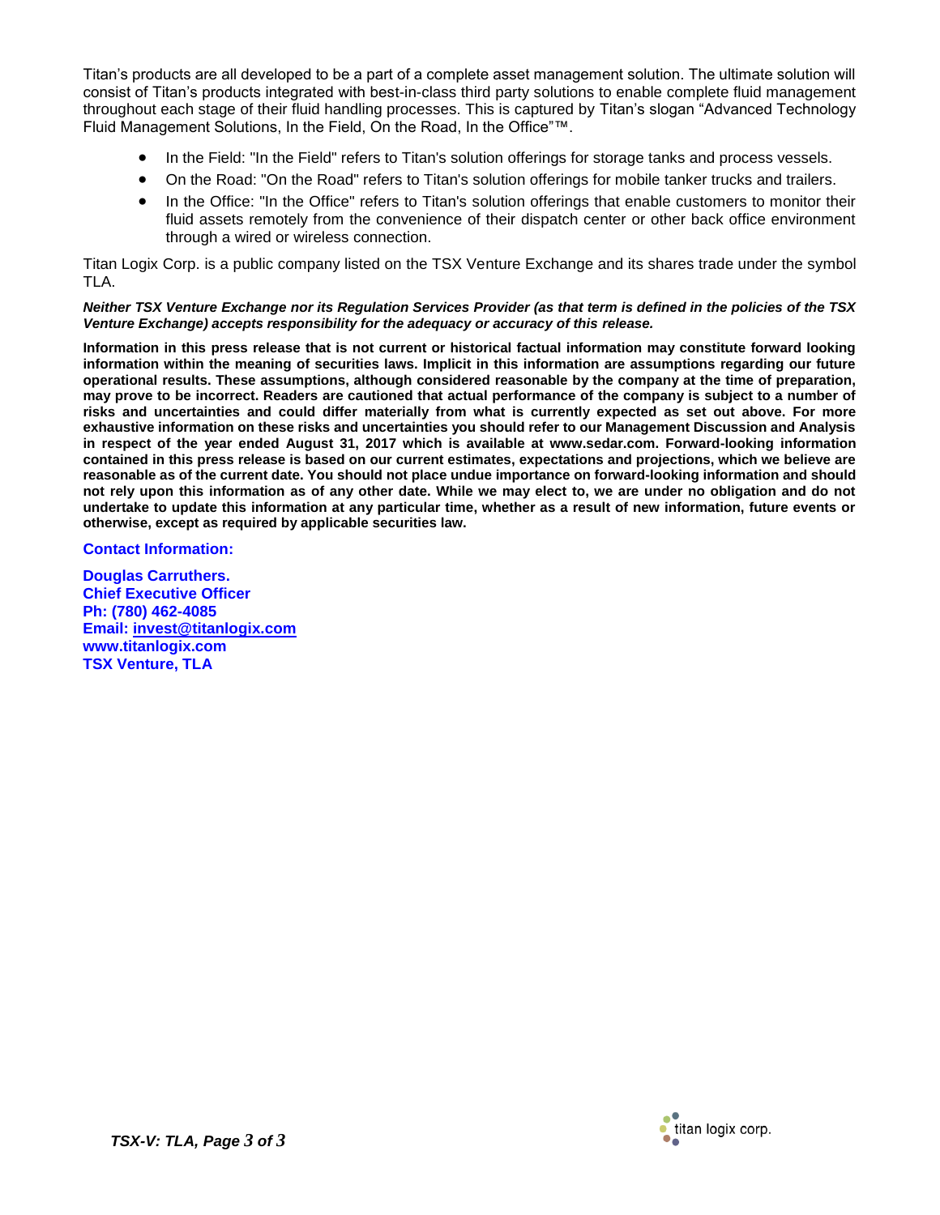Titan's products are all developed to be a part of a complete asset management solution. The ultimate solution will consist of Titan's products integrated with best-in-class third party solutions to enable complete fluid management throughout each stage of their fluid handling processes. This is captured by Titan's slogan "Advanced Technology Fluid Management Solutions, In the Field, On the Road, In the Office"™.

- In the Field: "In the Field" refers to Titan's solution offerings for storage tanks and process vessels.
- On the Road: "On the Road" refers to Titan's solution offerings for mobile tanker trucks and trailers.
- In the Office: "In the Office" refers to Titan's solution offerings that enable customers to monitor their fluid assets remotely from the convenience of their dispatch center or other back office environment through a wired or wireless connection.

Titan Logix Corp. is a public company listed on the TSX Venture Exchange and its shares trade under the symbol TLA.

***Neither TSX Venture Exchange nor its Regulation Services Provider (as that term is defined in the policies of the TSX Venture Exchange) accepts responsibility for the adequacy or accuracy of this release.***

**Information in this press release that is not current or historical factual information may constitute forward looking information within the meaning of securities laws. Implicit in this information are assumptions regarding our future operational results. These assumptions, although considered reasonable by the company at the time of preparation, may prove to be incorrect. Readers are cautioned that actual performance of the company is subject to a number of risks and uncertainties and could differ materially from what is currently expected as set out above. For more exhaustive information on these risks and uncertainties you should refer to our Management Discussion and Analysis in respect of the year ended August 31, 2017 which is available at www.sedar.com. Forward-looking information contained in this press release is based on our current estimates, expectations and projections, which we believe are reasonable as of the current date. You should not place undue importance on forward-looking information and should not rely upon this information as of any other date. While we may elect to, we are under no obligation and do not undertake to update this information at any particular time, whether as a result of new information, future events or otherwise, except as required by applicable securities law.**

**Contact Information:**

**Douglas Carruthers.**
**Chief Executive Officer**
**Ph: (780) 462-4085**
**Email: invest@titanlogix.com**
**www.titanlogix.com**
**TSX Venture, TLA**